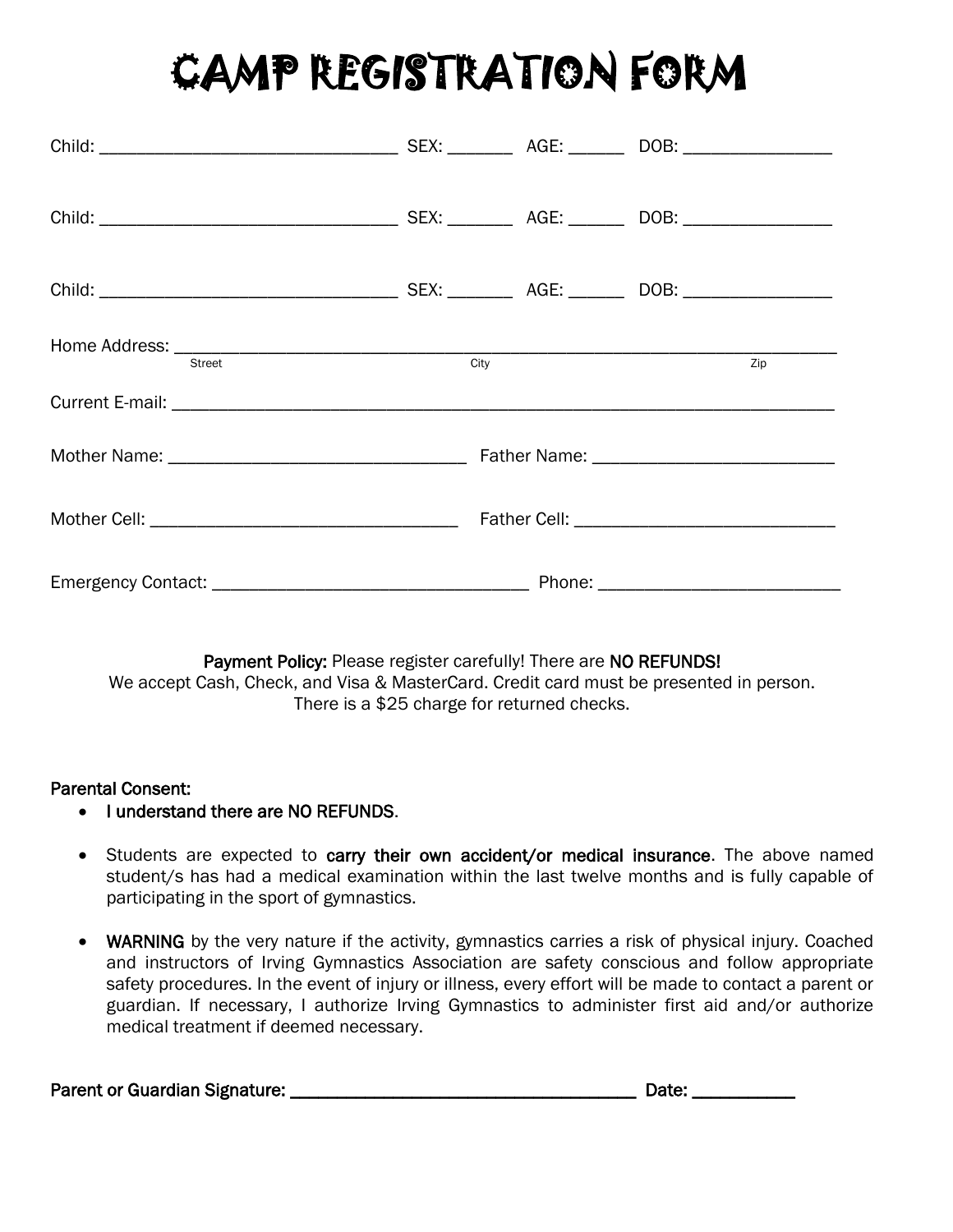# CAMP REGISTRATION FORM

Child: ________________________________ SEX: _______ AGE: ______ DOB: ________________

Child: ________________________________ SEX: _______ AGE: ______ DOB: ________________

Child: ________________________________ SEX: _______ AGE: ______ DOB: ________________

Home Address: ______________________________________________________________________
Street City Zip

Current E-mail: _____________________________________________________________________

Mother Name: ________________________________ Father Name: __________________________

Mother Cell: _________________________________ Father Cell: ____________________________

Emergency Contact: __________________________________ Phone: __________________________

**Payment Policy:** Please register carefully! There are **NO REFUNDS!**
We accept Cash, Check, and Visa & MasterCard. Credit card must be presented in person.
There is a $25 charge for returned checks.

**Parental Consent:**

- **I understand there are NO REFUNDS**.
- Students are expected to **carry their own accident/or medical insurance**. The above named student/s has had a medical examination within the last twelve months and is fully capable of participating in the sport of gymnastics.
- **WARNING** by the very nature if the activity, gymnastics carries a risk of physical injury. Coached and instructors of Irving Gymnastics Association are safety conscious and follow appropriate safety procedures. In the event of injury or illness, every effort will be made to contact a parent or guardian. If necessary, I authorize Irving Gymnastics to administer first aid and/or authorize medical treatment if deemed necessary.

**Parent or Guardian Signature: ______________________________________ Date: ___________**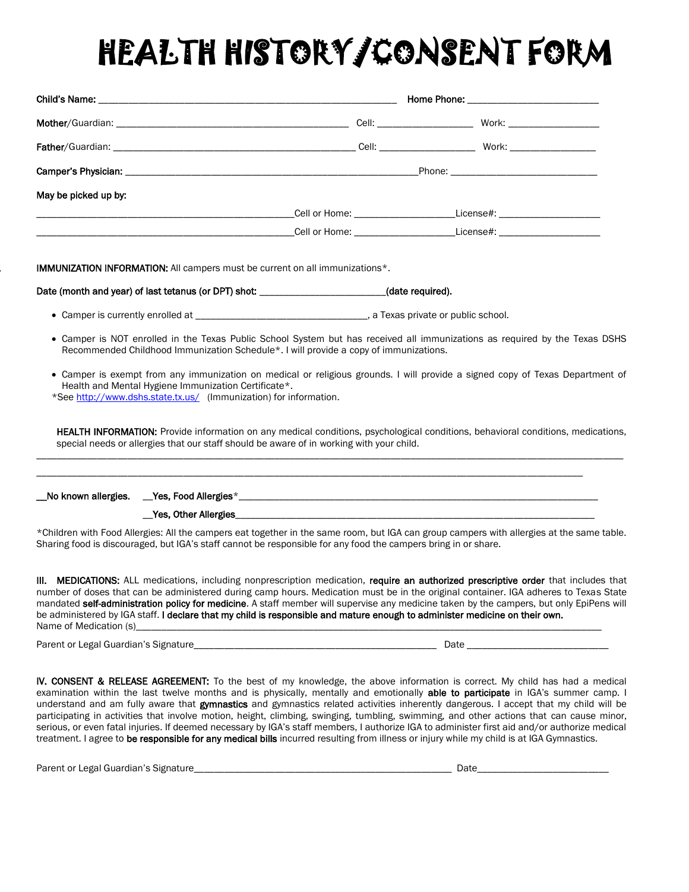# HEALTH HISTORY/CONSENT FORM

**Child's Name:** ____________________________________________________________ **Home Phone:** __________________________

**Mother**/Guardian: _______________________________________________ Cell: ____________________ Work: ___________________

**Father**/Guardian: ________________________________________________ Cell: ____________________ Work: __________________

**Camper's Physician:** __________________________________________________________Phone: ______________________________

**May be picked up by:**

__________________________________________________Cell or Home: ____________________License#: _____________________

__________________________________________________Cell or Home: ____________________License#: _____________________

**IMMUNIZATION INFORMATION:** All campers must be current on all immunizations*.

**Date (month and year) of last tetanus (or DPT) shot:** _________________________**(date required).**

- Camper is currently enrolled at __________________________________, a Texas private or public school.
- Camper is NOT enrolled in the Texas Public School System but has received all immunizations as required by the Texas DSHS Recommended Childhood Immunization Schedule*. I will provide a copy of immunizations.
- Camper is exempt from any immunization on medical or religious grounds. I will provide a signed copy of Texas Department of Health and Mental Hygiene Immunization Certificate*.

*See http://www.dshs.state.tx.us/ (Immunization) for information.

**HEALTH INFORMATION:** Provide information on any medical conditions, psychological conditions, behavioral conditions, medications, special needs or allergies that our staff should be aware of in working with your child.

____________________________________________________________________________________________________________

____________________________________________________________________________________________________________

**__No known allergies.** **__Yes, Food Allergies***_____________________________________________________________________

**__Yes, Other Allergies**_____________________________________________________________________

*Children with Food Allergies: All the campers eat together in the same room, but IGA can group campers with allergies at the same table. Sharing food is discouraged, but IGA's staff cannot be responsible for any food the campers bring in or share.

**III. MEDICATIONS:** ALL medications, including nonprescription medication, **require an authorized prescriptive order** that includes that number of doses that can be administered during camp hours. Medication must be in the original container. IGA adheres to Texas State mandated **self-administration policy for medicine**. A staff member will supervise any medicine taken by the campers, but only EpiPens will be administered by IGA staff. **I declare that my child is responsible and mature enough to administer medicine on their own.**
Name of Medication (s)_____________________________________________________________________________________________

Parent or Legal Guardian's Signature__________________________________________________ Date _____________________________

**IV. CONSENT & RELEASE AGREEMENT:** To the best of my knowledge, the above information is correct. My child has had a medical examination within the last twelve months and is physically, mentally and emotionally **able to participate** in IGA's summer camp. I understand and am fully aware that **gymnastics** and gymnastics related activities inherently dangerous. I accept that my child will be participating in activities that involve motion, height, climbing, swinging, tumbling, swimming, and other actions that can cause minor, serious, or even fatal injuries. If deemed necessary by IGA's staff members, I authorize IGA to administer first aid and/or authorize medical treatment. I agree to **be responsible for any medical bills** incurred resulting from illness or injury while my child is at IGA Gymnastics.

Parent or Legal Guardian's Signature_____________________________________________________ Date__________________________